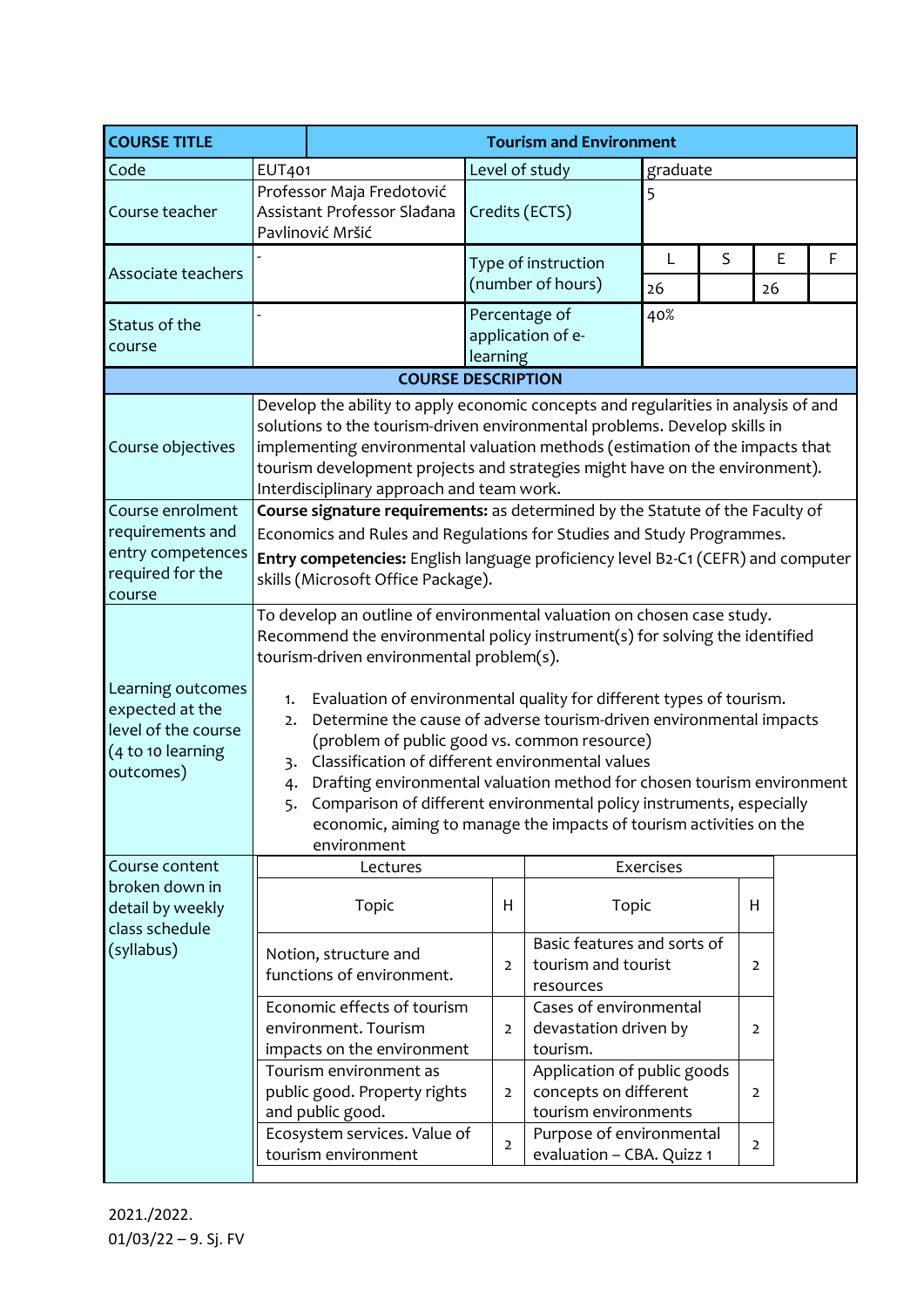| COURSE TITLE | Tourism and Environment | | | | | | |
|---|---|---|---|---|---|---|---|
| Code | EUT401 | Level of study | graduate | | | | |
| Course teacher | Professor Maja Fredotović<br>Assistant Professor Slađana Pavlinović Mršić | Credits (ECTS) | 5 | | | | |
| Associate teachers | - | Type of instruction (number of hours) | L | S | E | F | |
| | | | 26 | | 26 | | |
| Status of the course | - | Percentage of application of e-learning | 40% | | | | |

**COURSE DESCRIPTION**

| | |
|---|---|
| Course objectives | Develop the ability to apply economic concepts and regularities in analysis of and solutions to the tourism-driven environmental problems. Develop skills in implementing environmental valuation methods (estimation of the impacts that tourism development projects and strategies might have on the environment). Interdisciplinary approach and team work. |
| Course enrolment requirements and entry competences required for the course | **Course signature requirements:** as determined by the Statute of the Faculty of Economics and Rules and Regulations for Studies and Study Programmes.<br>**Entry competencies:** English language proficiency level B2-C1 (CEFR) and computer skills (Microsoft Office Package). |
| Learning outcomes expected at the level of the course (4 to 10 learning outcomes) | To develop an outline of environmental valuation on chosen case study. Recommend the environmental policy instrument(s) for solving the identified tourism-driven environmental problem(s).<br>1. Evaluation of environmental quality for different types of tourism.<br>2. Determine the cause of adverse tourism-driven environmental impacts (problem of public good vs. common resource)<br>3. Classification of different environmental values<br>4. Drafting environmental valuation method for chosen tourism environment<br>5. Comparison of different environmental policy instruments, especially economic, aiming to manage the impacts of tourism activities on the environment |

Course content broken down in detail by weekly class schedule (syllabus)

| Lectures | | Exercises | |
|---|---|---|---|
| Topic | H | Topic | H |
| Notion, structure and functions of environment. | 2 | Basic features and sorts of tourism and tourist resources | 2 |
| Economic effects of tourism environment. Tourism impacts on the environment | 2 | Cases of environmental devastation driven by tourism. | 2 |
| Tourism environment as public good. Property rights and public good. | 2 | Application of public goods concepts on different tourism environments | 2 |
| Ecosystem services. Value of tourism environment | 2 | Purpose of environmental evaluation – CBA. Quizz 1 | 2 |

2021./2022.
01/03/22 – 9. Sj. FV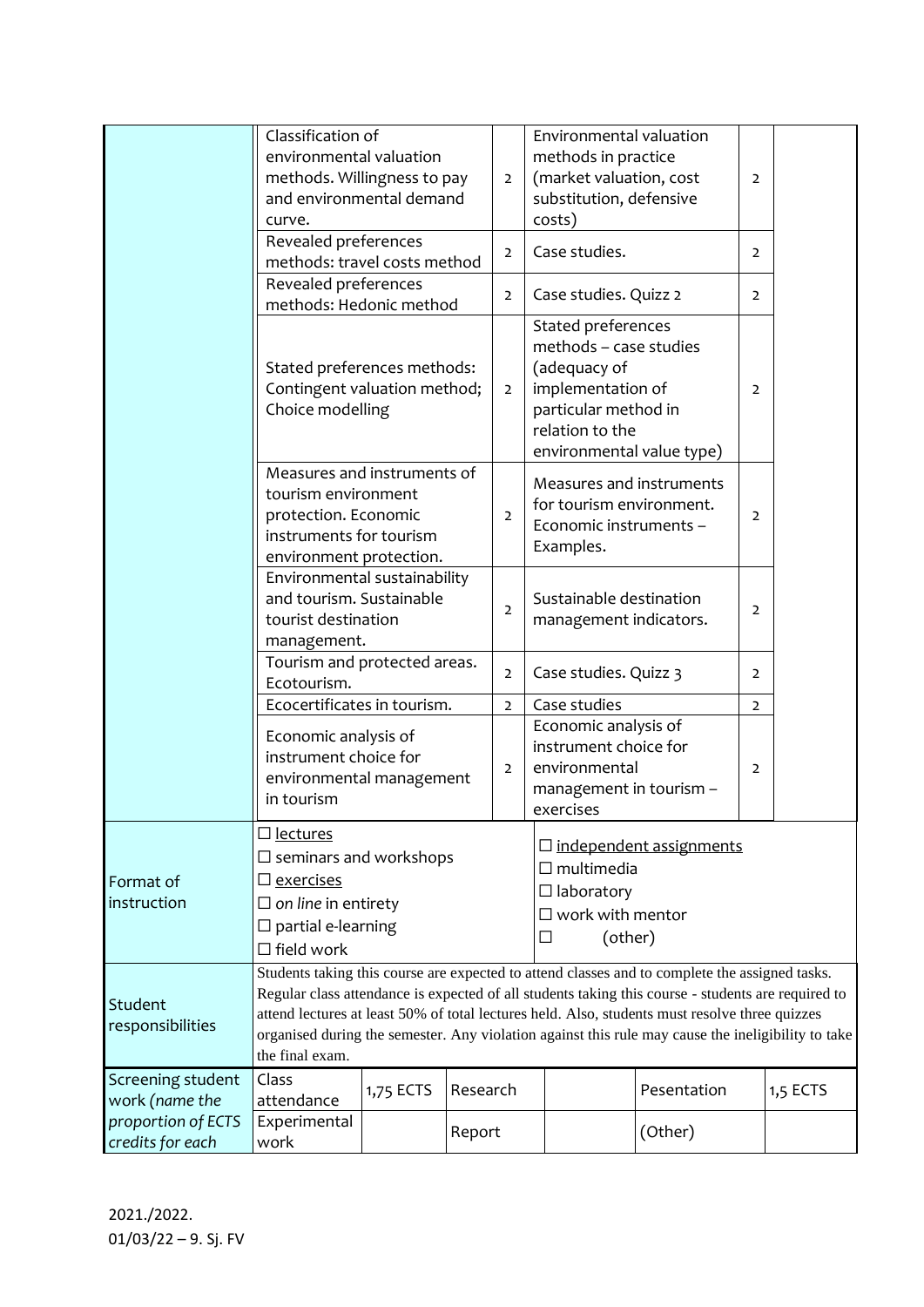| | | | | | |
|---|---|---|---|---|---|
| | Classification of environmental valuation methods. Willingness to pay and environmental demand curve. | 2 | Environmental valuation methods in practice (market valuation, cost substitution, defensive costs) | 2 | |
| | Revealed preferences methods: travel costs method | 2 | Case studies. | 2 | |
| | Revealed preferences methods: Hedonic method | 2 | Case studies. Quizz 2 | 2 | |
| | Stated preferences methods: Contingent valuation method; Choice modelling | 2 | Stated preferences methods – case studies (adequacy of implementation of particular method in relation to the environmental value type) | 2 | |
| | Measures and instruments of tourism environment protection. Economic instruments for tourism environment protection. | 2 | Measures and instruments for tourism environment. Economic instruments – Examples. | 2 | |
| | Environmental sustainability and tourism. Sustainable tourist destination management. | 2 | Sustainable destination management indicators. | 2 | |
| | Tourism and protected areas. Ecotourism. | 2 | Case studies. Quizz 3 | 2 | |
| | Ecocertificates in tourism. | 2 | Case studies | 2 | |
| | Economic analysis of instrument choice for environmental management in tourism | 2 | Economic analysis of instrument choice for environmental management in tourism – exercises | 2 | |

| | | |
|---|---|---|
| Format of instruction | ☐ lectures<br>☐ seminars and workshops<br>☐ exercises<br>☐ *on line* in entirety<br>☐ partial e-learning<br>☐ field work | ☐ independent assignments<br>☐ multimedia<br>☐ laboratory<br>☐ work with mentor<br>☐ (other) |
| Student responsibilities | Students taking this course are expected to attend classes and to complete the assigned tasks. Regular class attendance is expected of all students taking this course - students are required to attend lectures at least 50% of total lectures held. Also, students must resolve three quizzes organised during the semester. Any violation against this rule may cause the ineligibility to take the final exam. | |

| | | | | | | |
|---|---|---|---|---|---|---|
| Screening student work (*name the proportion of ECTS credits for each* | Class attendance | 1,75 ECTS | Research | | Pesentation | 1,5 ECTS |
| | Experimental work | | Report | | (Other) | |

2021./2022.
01/03/22 – 9. Sj. FV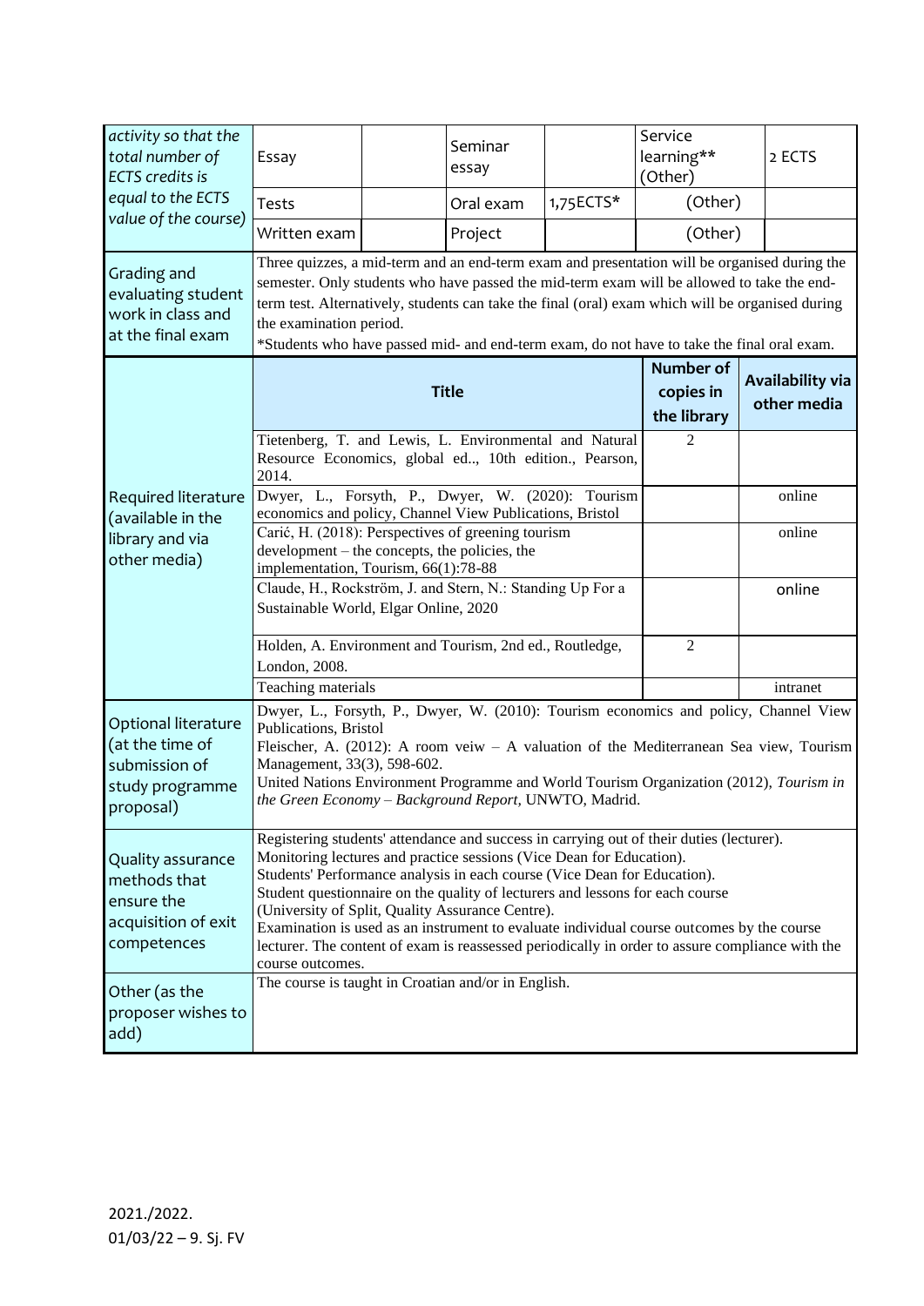| | | | | | | |
|---|---|---|---|---|---|---|
| *activity so that the total number of ECTS credits is equal to the ECTS value of the course)* | Essay | | Seminar essay | | Service learning** (Other) | 2 ECTS |
| | Tests | | Oral exam | 1,75ECTS* | (Other) | |
| | Written exam | | Project | | (Other) | |
| Grading and evaluating student work in class and at the final exam | Three quizzes, a mid-term and an end-term exam and presentation will be organised during the semester. Only students who have passed the mid-term exam will be allowed to take the end-term test. Alternatively, students can take the final (oral) exam which will be organised during the examination period.<br>*Students who have passed mid- and end-term exam, do not have to take the final oral exam. | | | | | |

| | Title | Number of copies in the library | Availability via other media |
|---|---|---|---|
| Required literature (available in the library and via other media) | Tietenberg, T. and Lewis, L. Environmental and Natural Resource Economics, global ed.., 10th edition., Pearson, 2014. | 2 | |
| | Dwyer, L., Forsyth, P., Dwyer, W. (2020): Tourism economics and policy, Channel View Publications, Bristol | | online |
| | Carić, H. (2018): Perspectives of greening tourism development – the concepts, the policies, the implementation, Tourism, 66(1):78-88 | | online |
| | Claude, H., Rockström, J. and Stern, N.: Standing Up For a Sustainable World, Elgar Online, 2020 | | online |
| | Holden, A. Environment and Tourism, 2nd ed., Routledge, London, 2008. | 2 | |
| | Teaching materials | | intranet |

| | |
|---|---|
| Optional literature (at the time of submission of study programme proposal) | Dwyer, L., Forsyth, P., Dwyer, W. (2010): Tourism economics and policy, Channel View Publications, Bristol<br>Fleischer, A. (2012): A room veiw – A valuation of the Mediterranean Sea view, Tourism Management, 33(3), 598-602.<br>United Nations Environment Programme and World Tourism Organization (2012), *Tourism in the Green Economy – Background Report*, UNWTO, Madrid. |
| Quality assurance methods that ensure the acquisition of exit competences | Registering students' attendance and success in carrying out of their duties (lecturer).<br>Monitoring lectures and practice sessions (Vice Dean for Education).<br>Students' Performance analysis in each course (Vice Dean for Education).<br>Student questionnaire on the quality of lecturers and lessons for each course (University of Split, Quality Assurance Centre).<br>Examination is used as an instrument to evaluate individual course outcomes by the course lecturer. The content of exam is reassessed periodically in order to assure compliance with the course outcomes. |
| Other (as the proposer wishes to add) | The course is taught in Croatian and/or in English. |

2021./2022.
01/03/22 – 9. Sj. FV